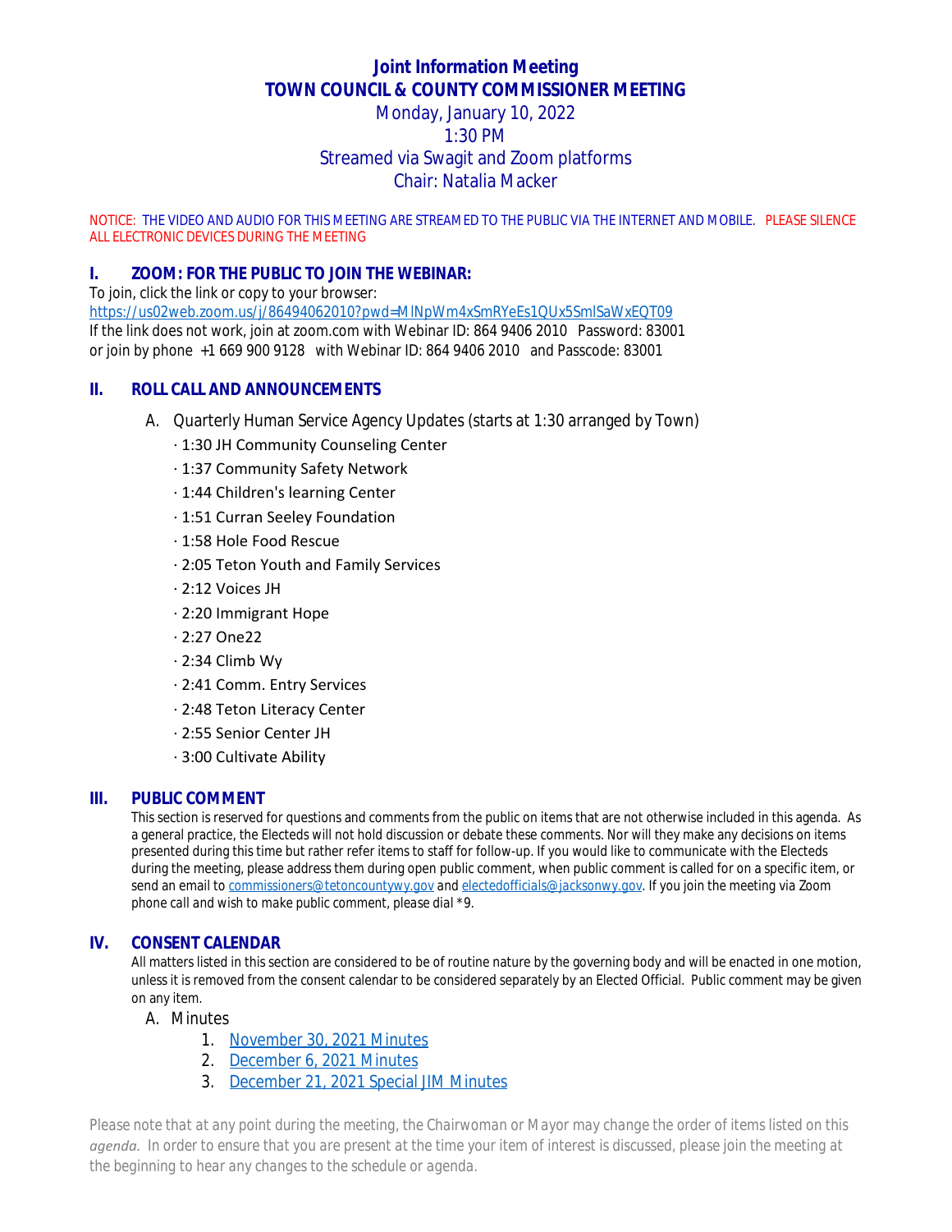# Joint Information Meeting
# TOWN COUNCIL & COUNTY COMMISSIONER MEETING

Monday, January 10, 2022
1:30 PM
Streamed via Swagit and Zoom platforms
Chair: Natalia Macker

NOTICE: THE VIDEO AND AUDIO FOR THIS MEETING ARE STREAMED TO THE PUBLIC VIA THE INTERNET AND MOBILE. PLEASE SILENCE ALL ELECTRONIC DEVICES DURING THE MEETING

## I. ZOOM: FOR THE PUBLIC TO JOIN THE WEBINAR:

To join, click the link or copy to your browser:
https://us02web.zoom.us/j/86494062010?pwd=MlNpWm4xSmRYeEs1QUx5SmlSaWxEQT09
If the link does not work, join at zoom.com with Webinar ID: 864 9406 2010 Password: 83001
or join by phone +1 669 900 9128 with Webinar ID: 864 9406 2010 and Passcode: 83001

## II. ROLL CALL AND ANNOUNCEMENTS

A. Quarterly Human Service Agency Updates (starts at 1:30 arranged by Town)
- 1:30 JH Community Counseling Center
- 1:37 Community Safety Network
- 1:44 Children's learning Center
- 1:51 Curran Seeley Foundation
- 1:58 Hole Food Rescue
- 2:05 Teton Youth and Family Services
- 2:12 Voices JH
- 2:20 Immigrant Hope
- 2:27 One22
- 2:34 Climb Wy
- 2:41 Comm. Entry Services
- 2:48 Teton Literacy Center
- 2:55 Senior Center JH
- 3:00 Cultivate Ability

## III. PUBLIC COMMENT

This section is reserved for questions and comments from the public on items that are not otherwise included in this agenda. As a general practice, the Electeds will not hold discussion or debate these comments. Nor will they make any decisions on items presented during this time but rather refer items to staff for follow-up. If you would like to communicate with the Electeds during the meeting, please address them during open public comment, when public comment is called for on a specific item, or send an email to commissioners@tetoncountywy.gov and electedofficials@jacksonwy.gov. If you join the meeting via Zoom phone call and wish to make public comment, please dial *9.

## IV. CONSENT CALENDAR

All matters listed in this section are considered to be of routine nature by the governing body and will be enacted in one motion, unless it is removed from the consent calendar to be considered separately by an Elected Official. Public comment may be given on any item.

A. Minutes
1. November 30, 2021 Minutes
2. December 6, 2021 Minutes
3. December 21, 2021 Special JIM Minutes

*Please note that at any point during the meeting, the Chairwoman or Mayor may change the order of items listed on this agenda. In order to ensure that you are present at the time your item of interest is discussed, please join the meeting at the beginning to hear any changes to the schedule or agenda.*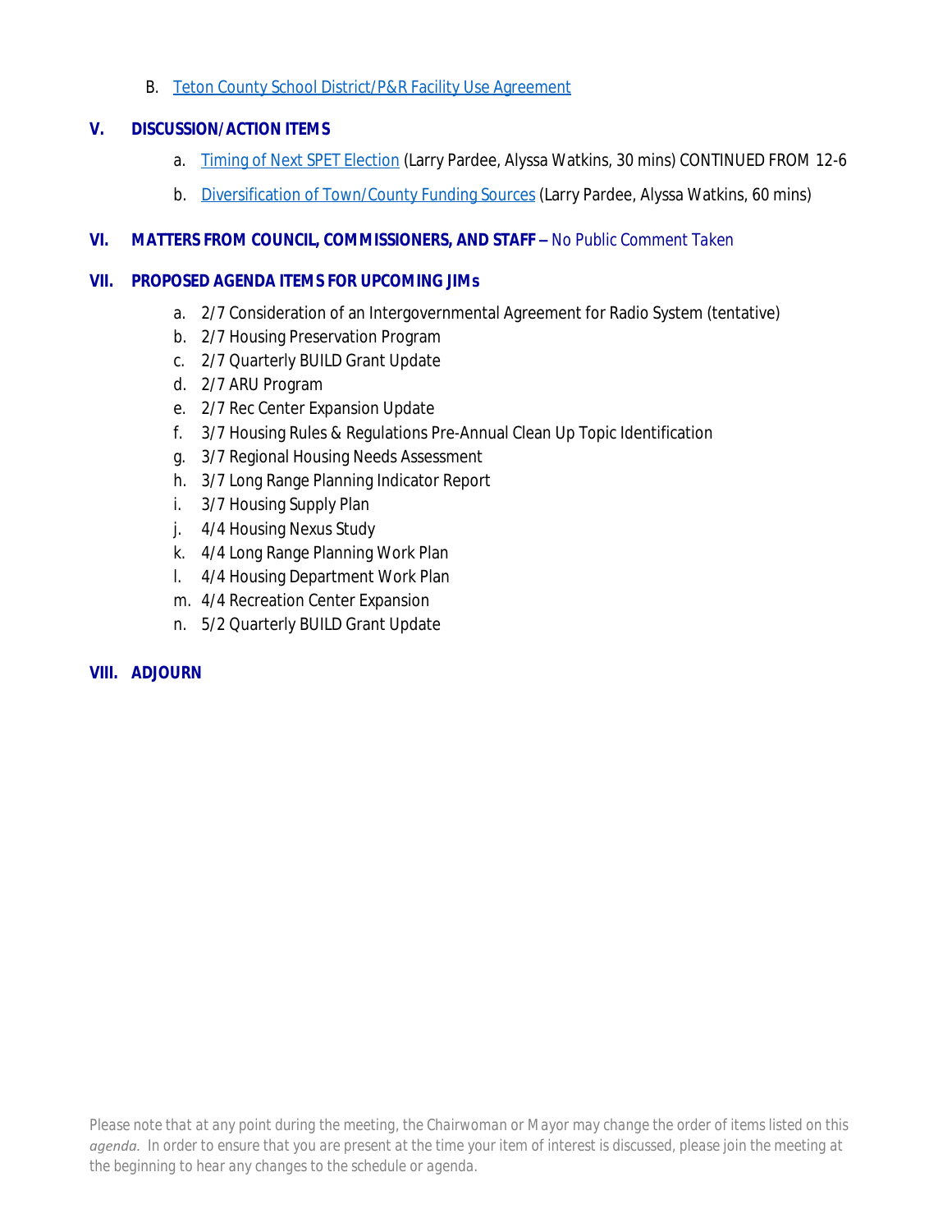B. Teton County School District/P&R Facility Use Agreement

## V. DISCUSSION/ACTION ITEMS

a. Timing of Next SPET Election (Larry Pardee, Alyssa Watkins, 30 mins) CONTINUED FROM 12-6

b. Diversification of Town/County Funding Sources (Larry Pardee, Alyssa Watkins, 60 mins)

## VI. MATTERS FROM COUNCIL, COMMISSIONERS, AND STAFF – No Public Comment Taken

## VII. PROPOSED AGENDA ITEMS FOR UPCOMING JIMs

a. 2/7 Consideration of an Intergovernmental Agreement for Radio System (tentative)
b. 2/7 Housing Preservation Program
c. 2/7 Quarterly BUILD Grant Update
d. 2/7 ARU Program
e. 2/7 Rec Center Expansion Update
f. 3/7 Housing Rules & Regulations Pre-Annual Clean Up Topic Identification
g. 3/7 Regional Housing Needs Assessment
h. 3/7 Long Range Planning Indicator Report
i. 3/7 Housing Supply Plan
j. 4/4 Housing Nexus Study
k. 4/4 Long Range Planning Work Plan
l. 4/4 Housing Department Work Plan
m. 4/4 Recreation Center Expansion
n. 5/2 Quarterly BUILD Grant Update

## VIII. ADJOURN

*Please note that at any point during the meeting, the Chairwoman or Mayor may change the order of items listed on this agenda. In order to ensure that you are present at the time your item of interest is discussed, please join the meeting at the beginning to hear any changes to the schedule or agenda.*